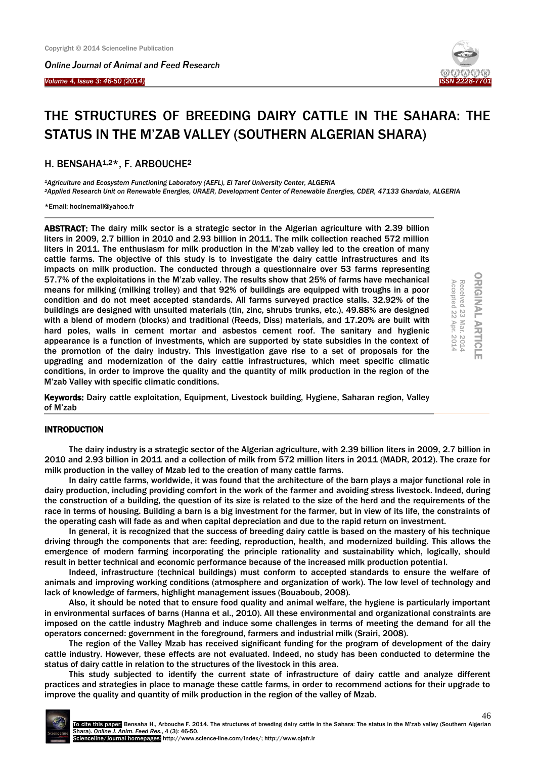# THE STRUCTURES OF BREEDING DAIRY CATTLE IN THE SAHARA: THE STATUS IN THE M'ZAB VALLEY (SOUTHERN ALGERIAN SHARA)

H. BENSAHA[1,2]*, F. ARBOUCHE[2]

[1]*Agriculture and Ecosystem Functioning Laboratory (AEFL), El Taref University Center, ALGERIA*
[2]*Applied Research Unit on Renewable Energies, URAER, Development Center of Renewable Energies, CDER, 47133 Ghardaia, ALGERIA*

*Email: hocinemail@yahoo.fr

ORIGINAL ARTICLE
Received 23 Mar. 2014
Accepted 22 Apr. 2014

**ABSTRACT:** The dairy milk sector is a strategic sector in the Algerian agriculture with 2.39 billion liters in 2009, 2.7 billion in 2010 and 2.93 billion in 2011. The milk collection reached 572 million liters in 2011. The enthusiasm for milk production in the M'zab valley led to the creation of many cattle farms. The objective of this study is to investigate the dairy cattle infrastructures and its impacts on milk production. The conducted through a questionnaire over 53 farms representing 57.7% of the exploitations in the M'zab valley. The results show that 25% of farms have mechanical means for milking (milking trolley) and that 92% of buildings are equipped with troughs in a poor condition and do not meet accepted standards. All farms surveyed practice stalls. 32.92% of the buildings are designed with unsuited materials (tin, zinc, shrubs trunks, etc.), 49.88% are designed with a blend of modern (blocks) and traditional (Reeds, Diss) materials, and 17.20% are built with hard poles, walls in cement mortar and asbestos cement roof. The sanitary and hygienic appearance is a function of investments, which are supported by state subsidies in the context of the promotion of the dairy industry. This investigation gave rise to a set of proposals for the upgrading and modernization of the dairy cattle infrastructures, which meet specific climatic conditions, in order to improve the quality and the quantity of milk production in the region of the M'zab Valley with specific climatic conditions.

**Keywords:** Dairy cattle exploitation, Equipment, Livestock building, Hygiene, Saharan region, Valley of M'zab

## INTRODUCTION

The dairy industry is a strategic sector of the Algerian agriculture, with 2.39 billion liters in 2009, 2.7 billion in 2010 and 2.93 billion in 2011 and a collection of milk from 572 million liters in 2011 (MADR, 2012). The craze for milk production in the valley of Mzab led to the creation of many cattle farms.

In dairy cattle farms, worldwide, it was found that the architecture of the barn plays a major functional role in dairy production, including providing comfort in the work of the farmer and avoiding stress livestock. Indeed, during the construction of a building, the question of its size is related to the size of the herd and the requirements of the race in terms of housing. Building a barn is a big investment for the farmer, but in view of its life, the constraints of the operating cash will fade as and when capital depreciation and due to the rapid return on investment.

In general, it is recognized that the success of breeding dairy cattle is based on the mastery of his technique driving through the components that are: feeding, reproduction, health, and modernized building. This allows the emergence of modern farming incorporating the principle rationality and sustainability which, logically, should result in better technical and economic performance because of the increased milk production potential.

Indeed, infrastructure (technical buildings) must conform to accepted standards to ensure the welfare of animals and improving working conditions (atmosphere and organization of work). The low level of technology and lack of knowledge of farmers, highlight management issues (Bouaboub, 2008).

Also, it should be noted that to ensure food quality and animal welfare, the hygiene is particularly important in environmental surfaces of barns (Hanna et al., 2010). All these environmental and organizational constraints are imposed on the cattle industry Maghreb and induce some challenges in terms of meeting the demand for all the operators concerned: government in the foreground, farmers and industrial milk (Srairi, 2008).

The region of the Valley Mzab has received significant funding for the program of development of the dairy cattle industry. However, these effects are not evaluated. Indeed, no study has been conducted to determine the status of dairy cattle in relation to the structures of the livestock in this area.

This study subjected to identify the current state of infrastructure of dairy cattle and analyze different practices and strategies in place to manage these cattle farms, in order to recommend actions for their upgrade to improve the quality and quantity of milk production in the region of the valley of Mzab.

**To cite this paper:** Bensaha H., Arbouche F. 2014. The structures of breeding dairy cattle in the Sahara: The status in the M'zab valley (Southern Algerian Shara). *Online J. Anim. Feed Res.*, 4 (3): 46-50.
Scienceline/Journal homepages: http://www.science-line.com/index/; http://www.ojafr.ir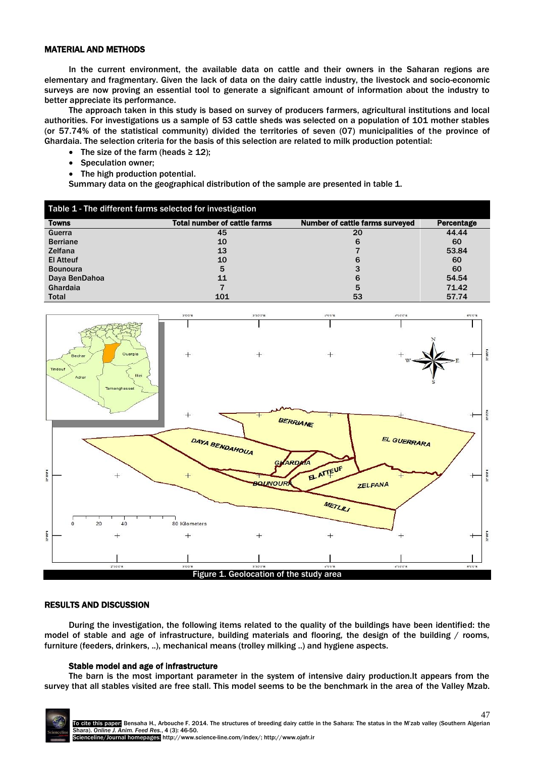## MATERIAL AND METHODS

In the current environment, the available data on cattle and their owners in the Saharan regions are elementary and fragmentary. Given the lack of data on the dairy cattle industry, the livestock and socio-economic surveys are now proving an essential tool to generate a significant amount of information about the industry to better appreciate its performance.

The approach taken in this study is based on survey of producers farmers, agricultural institutions and local authorities. For investigations us a sample of 53 cattle sheds was selected on a population of 101 mother stables (or 57.74% of the statistical community) divided the territories of seven (07) municipalities of the province of Ghardaia. The selection criteria for the basis of this selection are related to milk production potential:

- The size of the farm (heads ≥ 12);
- Speculation owner;
- The high production potential.

Summary data on the geographical distribution of the sample are presented in table 1.

Table 1 - The different farms selected for investigation

| Towns | Total number of cattle farms | Number of cattle farms surveyed | Percentage |
|---|---|---|---|
| Guerra | 45 | 20 | 44.44 |
| Berriane | 10 | 6 | 60 |
| Zelfana | 13 | 7 | 53.84 |
| El Atteuf | 10 | 6 | 60 |
| Bounoura | 5 | 3 | 60 |
| Daya BenDahoa | 11 | 6 | 54.54 |
| Ghardaia | 7 | 5 | 71.42 |
| Total | 101 | 53 | 57.74 |

Figure 1. Geolocation of the study area

## RESULTS AND DISCUSSION

During the investigation, the following items related to the quality of the buildings have been identified: the model of stable and age of infrastructure, building materials and flooring, the design of the building / rooms, furniture (feeders, drinkers, ..), mechanical means (trolley milking ..) and hygiene aspects.

### Stable model and age of infrastructure

The barn is the most important parameter in the system of intensive dairy production.It appears from the survey that all stables visited are free stall. This model seems to be the benchmark in the area of the Valley Mzab.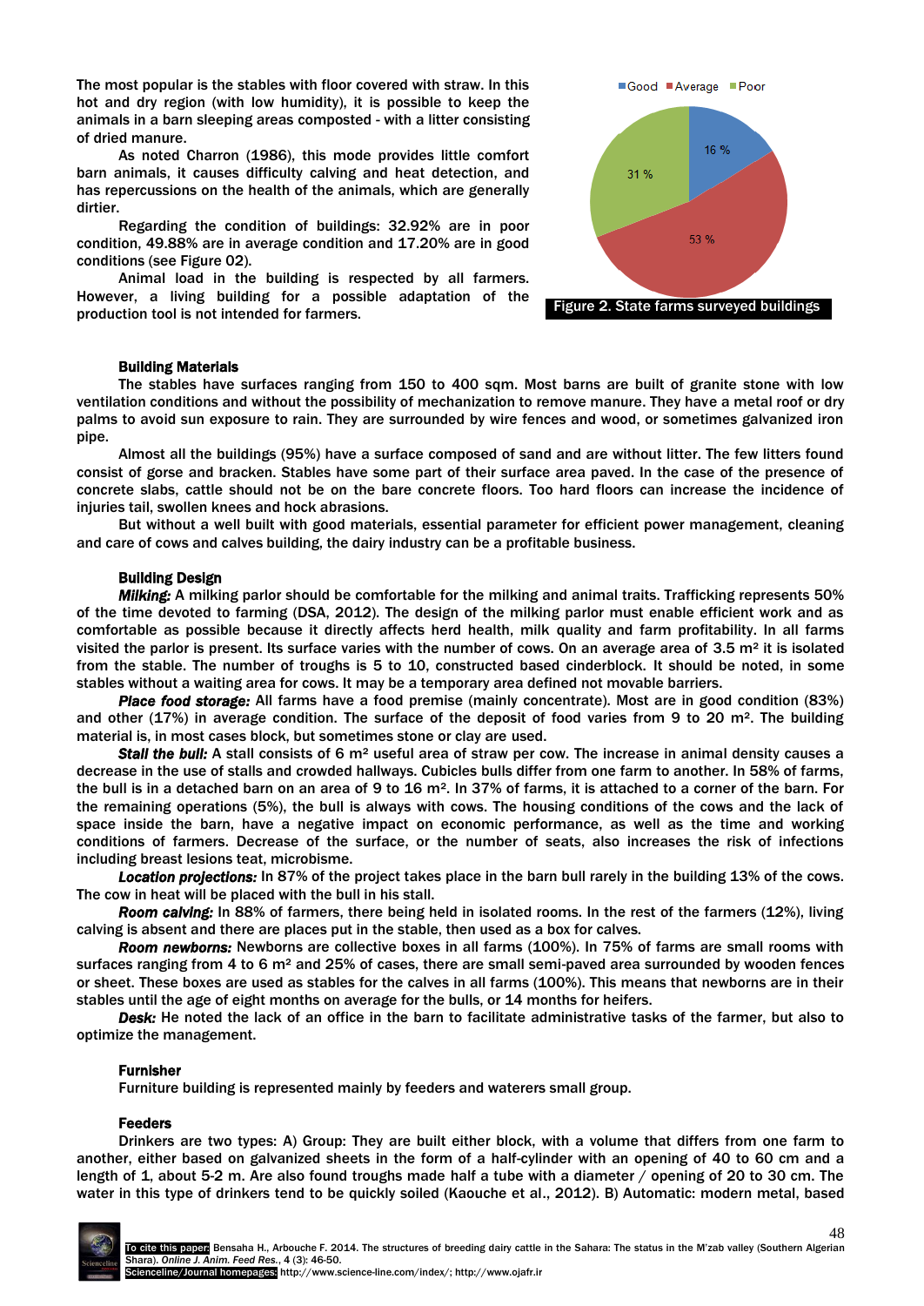The most popular is the stables with floor covered with straw. In this hot and dry region (with low humidity), it is possible to keep the animals in a barn sleeping areas composted - with a litter consisting of dried manure.

As noted Charron (1986), this mode provides little comfort barn animals, it causes difficulty calving and heat detection, and has repercussions on the health of the animals, which are generally dirtier.

Regarding the condition of buildings: 32.92% are in poor condition, 49.88% are in average condition and 17.20% are in good conditions (see Figure 02).

Animal load in the building is respected by all farmers. However, a living building for a possible adaptation of the production tool is not intended for farmers.

Good: 16 % | Average: 53 % | Poor: 31 %

Figure 2. State farms surveyed buildings

**Building Materials**

The stables have surfaces ranging from 150 to 400 sqm. Most barns are built of granite stone with low ventilation conditions and without the possibility of mechanization to remove manure. They have a metal roof or dry palms to avoid sun exposure to rain. They are surrounded by wire fences and wood, or sometimes galvanized iron pipe.

Almost all the buildings (95%) have a surface composed of sand and are without litter. The few litters found consist of gorse and bracken. Stables have some part of their surface area paved. In the case of the presence of concrete slabs, cattle should not be on the bare concrete floors. Too hard floors can increase the incidence of injuries tail, swollen knees and hock abrasions.

But without a well built with good materials, essential parameter for efficient power management, cleaning and care of cows and calves building, the dairy industry can be a profitable business.

**Building Design**

***Milking:*** A milking parlor should be comfortable for the milking and animal traits. Trafficking represents 50% of the time devoted to farming (DSA, 2012). The design of the milking parlor must enable efficient work and as comfortable as possible because it directly affects herd health, milk quality and farm profitability. In all farms visited the parlor is present. Its surface varies with the number of cows. On an average area of 3.5 m² it is isolated from the stable. The number of troughs is 5 to 10, constructed based cinderblock. It should be noted, in some stables without a waiting area for cows. It may be a temporary area defined not movable barriers.

***Place food storage:*** All farms have a food premise (mainly concentrate). Most are in good condition (83%) and other (17%) in average condition. The surface of the deposit of food varies from 9 to 20 m². The building material is, in most cases block, but sometimes stone or clay are used.

***Stall the bull:*** A stall consists of 6 m² useful area of straw per cow. The increase in animal density causes a decrease in the use of stalls and crowded hallways. Cubicles bulls differ from one farm to another. In 58% of farms, the bull is in a detached barn on an area of 9 to 16 m². In 37% of farms, it is attached to a corner of the barn. For the remaining operations (5%), the bull is always with cows. The housing conditions of the cows and the lack of space inside the barn, have a negative impact on economic performance, as well as the time and working conditions of farmers. Decrease of the surface, or the number of seats, also increases the risk of infections including breast lesions teat, microbisme.

***Location projections:*** In 87% of the project takes place in the barn bull rarely in the building 13% of the cows. The cow in heat will be placed with the bull in his stall.

***Room calving:*** In 88% of farmers, there being held in isolated rooms. In the rest of the farmers (12%), living calving is absent and there are places put in the stable, then used as a box for calves.

***Room newborns:*** Newborns are collective boxes in all farms (100%). In 75% of farms are small rooms with surfaces ranging from 4 to 6 m² and 25% of cases, there are small semi-paved area surrounded by wooden fences or sheet. These boxes are used as stables for the calves in all farms (100%). This means that newborns are in their stables until the age of eight months on average for the bulls, or 14 months for heifers.

***Desk:*** He noted the lack of an office in the barn to facilitate administrative tasks of the farmer, but also to optimize the management.

**Furnisher**

Furniture building is represented mainly by feeders and waterers small group.

**Feeders**

Drinkers are two types: A) Group: They are built either block, with a volume that differs from one farm to another, either based on galvanized sheets in the form of a half-cylinder with an opening of 40 to 60 cm and a length of 1, about 5-2 m. Are also found troughs made half a tube with a diameter / opening of 20 to 30 cm. The water in this type of drinkers tend to be quickly soiled (Kaouche et al., 2012). B) Automatic: modern metal, based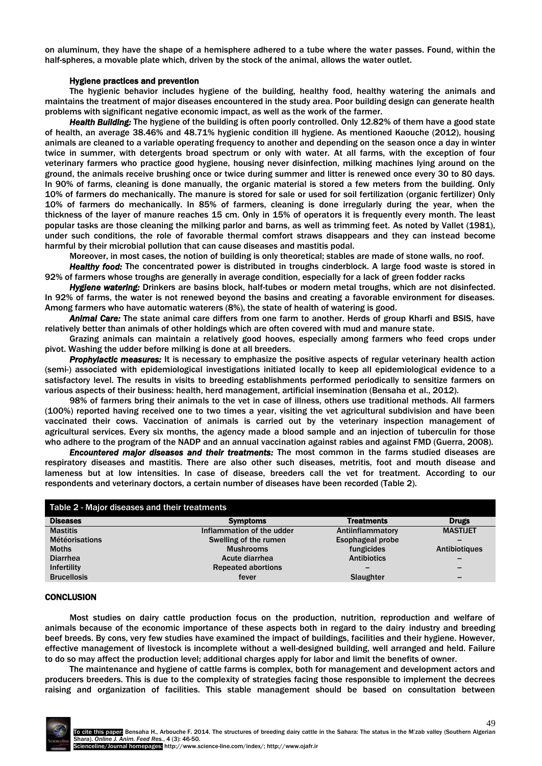on aluminum, they have the shape of a hemisphere adhered to a tube where the water passes. Found, within the half-spheres, a movable plate which, driven by the stock of the animal, allows the water outlet.

### Hygiene practices and prevention

The hygienic behavior includes hygiene of the building, healthy food, healthy watering the animals and maintains the treatment of major diseases encountered in the study area. Poor building design can generate health problems with significant negative economic impact, as well as the work of the farmer.

***Health Building:*** The hygiene of the building is often poorly controlled. Only 12.82% of them have a good state of health, an average 38.46% and 48.71% hygienic condition ill hygiene. As mentioned Kaouche (2012), housing animals are cleaned to a variable operating frequency to another and depending on the season once a day in winter twice in summer, with detergents broad spectrum or only with water. At all farms, with the exception of four veterinary farmers who practice good hygiene, housing never disinfection, milking machines lying around on the ground, the animals receive brushing once or twice during summer and litter is renewed once every 30 to 80 days. In 90% of farms, cleaning is done manually, the organic material is stored a few meters from the building. Only 10% of farmers do mechanically. The manure is stored for sale or used for soil fertilization (organic fertilizer) Only 10% of farmers do mechanically. In 85% of farmers, cleaning is done irregularly during the year, when the thickness of the layer of manure reaches 15 cm. Only in 15% of operators it is frequently every month. The least popular tasks are those cleaning the milking parlor and barns, as well as trimming feet. As noted by Vallet (1981), under such conditions, the role of favorable thermal comfort straws disappears and they can instead become harmful by their microbial pollution that can cause diseases and mastitis podal.

Moreover, in most cases, the notion of building is only theoretical; stables are made of stone walls, no roof.

***Healthy food:*** The concentrated power is distributed in troughs cinderblock. A large food waste is stored in 92% of farmers whose troughs are generally in average condition, especially for a lack of green fodder racks

***Hygiene watering:*** Drinkers are basins block, half-tubes or modern metal troughs, which are not disinfected. In 92% of farms, the water is not renewed beyond the basins and creating a favorable environment for diseases. Among farmers who have automatic waterers (8%), the state of health of watering is good.

***Animal Care:*** The state animal care differs from one farm to another. Herds of group Kharfi and BSIS, have relatively better than animals of other holdings which are often covered with mud and manure state.

Grazing animals can maintain a relatively good hooves, especially among farmers who feed crops under pivot. Washing the udder before milking is done at all breeders.

***Prophylactic measures:*** It is necessary to emphasize the positive aspects of regular veterinary health action (semi-) associated with epidemiological investigations initiated locally to keep all epidemiological evidence to a satisfactory level. The results in visits to breeding establishments performed periodically to sensitize farmers on various aspects of their business: health, herd management, artificial insemination (Bensaha et al., 2012).

98% of farmers bring their animals to the vet in case of illness, others use traditional methods. All farmers (100%) reported having received one to two times a year, visiting the vet agricultural subdivision and have been vaccinated their cows. Vaccination of animals is carried out by the veterinary inspection management of agricultural services. Every six months, the agency made a blood sample and an injection of tuberculin for those who adhere to the program of the NADP and an annual vaccination against rabies and against FMD (Guerra, 2008).

***Encountered major diseases and their treatments:*** The most common in the farms studied diseases are respiratory diseases and mastitis. There are also other such diseases, metritis, foot and mouth disease and lameness but at low intensities. In case of disease, breeders call the vet for treatment. According to our respondents and veterinary doctors, a certain number of diseases have been recorded (Table 2).

Table 2 - Major diseases and their treatments

| Diseases | Symptoms | Treatments | Drugs |
|---|---|---|---|
| Mastitis | Inflammation of the udder | Antiinflammatory | MASTIJET |
| Météorisations | Swelling of the rumen | Esophageal probe | – |
| Moths | Mushrooms | fungicides | Antibiotiques |
| Diarrhea | Acute diarrhea | Antibiotics | – |
| Infertility | Repeated abortions | – | – |
| Brucellosis | fever | Slaughter | – |

## CONCLUSION

Most studies on dairy cattle production focus on the production, nutrition, reproduction and welfare of animals because of the economic importance of these aspects both in regard to the dairy industry and breeding beef breeds. By cons, very few studies have examined the impact of buildings, facilities and their hygiene. However, effective management of livestock is incomplete without a well-designed building, well arranged and held. Failure to do so may affect the production level; additional charges apply for labor and limit the benefits of owner.

The maintenance and hygiene of cattle farms is complex, both for management and development actors and producers breeders. This is due to the complexity of strategies facing those responsible to implement the decrees raising and organization of facilities. This stable management should be based on consultation between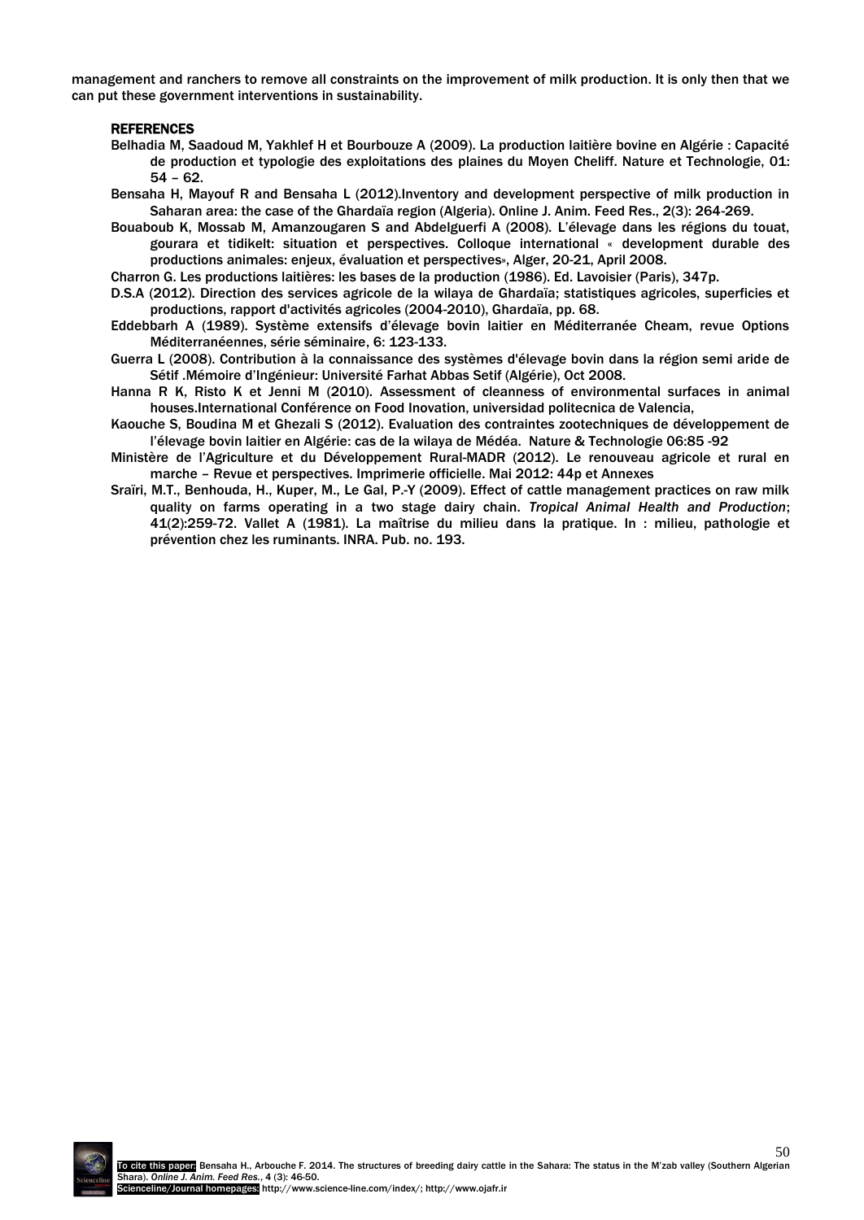management and ranchers to remove all constraints on the improvement of milk production. It is only then that we can put these government interventions in sustainability.

## REFERENCES

Belhadia M, Saadoud M, Yakhlef H et Bourbouze A (2009). La production laitière bovine en Algérie : Capacité de production et typologie des exploitations des plaines du Moyen Cheliff. Nature et Technologie, 01: 54 – 62.

Bensaha H, Mayouf R and Bensaha L (2012).Inventory and development perspective of milk production in Saharan area: the case of the Ghardaïa region (Algeria). Online J. Anim. Feed Res., 2(3): 264-269.

Bouaboub K, Mossab M, Amanzougaren S and Abdelguerfi A (2008). L'élevage dans les régions du touat, gourara et tidikelt: situation et perspectives. Colloque international « development durable des productions animales: enjeux, évaluation et perspectives», Alger, 20-21, April 2008.

Charron G. Les productions laitières: les bases de la production (1986). Ed. Lavoisier (Paris), 347p.

D.S.A (2012). Direction des services agricole de la wilaya de Ghardaïa; statistiques agricoles, superficies et productions, rapport d'activités agricoles (2004-2010), Ghardaïa, pp. 68.

Eddebbarh A (1989). Système extensifs d'élevage bovin laitier en Méditerranée Cheam, revue Options Méditerranéennes, série séminaire, 6: 123-133.

Guerra L (2008). Contribution à la connaissance des systèmes d'élevage bovin dans la région semi aride de Sétif .Mémoire d'Ingénieur: Université Farhat Abbas Setif (Algérie), Oct 2008.

Hanna R K, Risto K et Jenni M (2010). Assessment of cleanness of environmental surfaces in animal houses.International Conférence on Food Inovation, universidad politecnica de Valencia,

Kaouche S, Boudina M et Ghezali S (2012). Evaluation des contraintes zootechniques de développement de l'élevage bovin laitier en Algérie: cas de la wilaya de Médéa. Nature & Technologie 06:85 -92

Ministère de l'Agriculture et du Développement Rural-MADR (2012). Le renouveau agricole et rural en marche – Revue et perspectives. Imprimerie officielle. Mai 2012: 44p et Annexes

Sraïri, M.T., Benhouda, H., Kuper, M., Le Gal, P.-Y (2009). Effect of cattle management practices on raw milk quality on farms operating in a two stage dairy chain. *Tropical Animal Health and Production*; 41(2):259-72. Vallet A (1981). La maîtrise du milieu dans la pratique. In : milieu, pathologie et prévention chez les ruminants. INRA. Pub. no. 193.